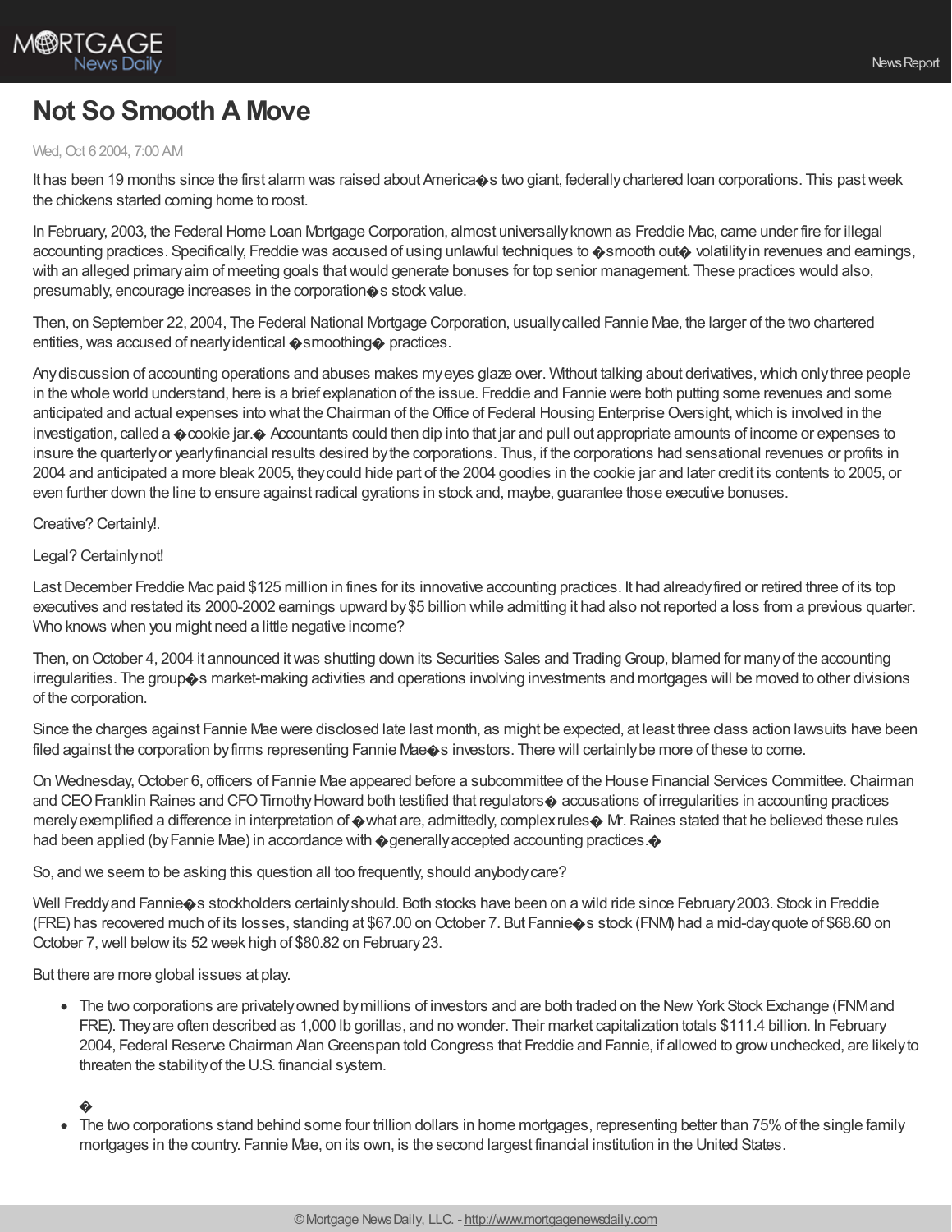# Not So Smooth A Move

Wed, Oct 6 2004, 7:00 AM

It has been 19 months since the first alarm was raised about America�s two giant, federally chartered loan corporations. This past week the chickens started coming home to roost.

In February, 2003, the Federal Home Loan Mortgage Corporation, almost universally known as Freddie Mac, came under fire for illegal accounting practices. Specifically, Freddie was accused of using unlawful techniques to �smooth out� volatility in revenues and earnings, with an alleged primary aim of meeting goals that would generate bonuses for top senior management. These practices would also, presumably, encourage increases in the corporation�s stock value.

Then, on September 22, 2004, The Federal National Mortgage Corporation, usually called Fannie Mae, the larger of the two chartered entities, was accused of nearly identical �smoothing� practices.

Any discussion of accounting operations and abuses makes my eyes glaze over. Without talking about derivatives, which only three people in the whole world understand, here is a brief explanation of the issue. Freddie and Fannie were both putting some revenues and some anticipated and actual expenses into what the Chairman of the Office of Federal Housing Enterprise Oversight, which is involved in the investigation, called a �cookie jar.� Accountants could then dip into that jar and pull out appropriate amounts of income or expenses to insure the quarterly or yearly financial results desired by the corporations. Thus, if the corporations had sensational revenues or profits in 2004 and anticipated a more bleak 2005, they could hide part of the 2004 goodies in the cookie jar and later credit its contents to 2005, or even further down the line to ensure against radical gyrations in stock and, maybe, guarantee those executive bonuses.

Creative? Certainly!.

Legal? Certainly not!

Last December Freddie Mac paid $125 million in fines for its innovative accounting practices. It had already fired or retired three of its top executives and restated its 2000-2002 earnings upward by $5 billion while admitting it had also not reported a loss from a previous quarter. Who knows when you might need a little negative income?

Then, on October 4, 2004 it announced it was shutting down its Securities Sales and Trading Group, blamed for many of the accounting irregularities. The group�s market-making activities and operations involving investments and mortgages will be moved to other divisions of the corporation.

Since the charges against Fannie Mae were disclosed late last month, as might be expected, at least three class action lawsuits have been filed against the corporation by firms representing Fannie Mae�s investors. There will certainly be more of these to come.

On Wednesday, October 6, officers of Fannie Mae appeared before a subcommittee of the House Financial Services Committee. Chairman and CEO Franklin Raines and CFO Timothy Howard both testified that regulators� accusations of irregularities in accounting practices merely exemplified a difference in interpretation of �what are, admittedly, complex rules� Mr. Raines stated that he believed these rules had been applied (by Fannie Mae) in accordance with �generally accepted accounting practices.�

So, and we seem to be asking this question all too frequently, should anybody care?

Well Freddy and Fannie�s stockholders certainly should. Both stocks have been on a wild ride since February 2003. Stock in Freddie (FRE) has recovered much of its losses, standing at $67.00 on October 7. But Fannie�s stock (FNM) had a mid-day quote of $68.60 on October 7, well below its 52 week high of $80.82 on February 23.

But there are more global issues at play.

- The two corporations are privately owned by millions of investors and are both traded on the New York Stock Exchange (FNM and FRE). They are often described as 1,000 lb gorillas, and no wonder. Their market capitalization totals $111.4 billion. In February 2004, Federal Reserve Chairman Alan Greenspan told Congress that Freddie and Fannie, if allowed to grow unchecked, are likely to threaten the stability of the U.S. financial system.

  �
- The two corporations stand behind some four trillion dollars in home mortgages, representing better than 75% of the single family mortgages in the country. Fannie Mae, on its own, is the second largest financial institution in the United States.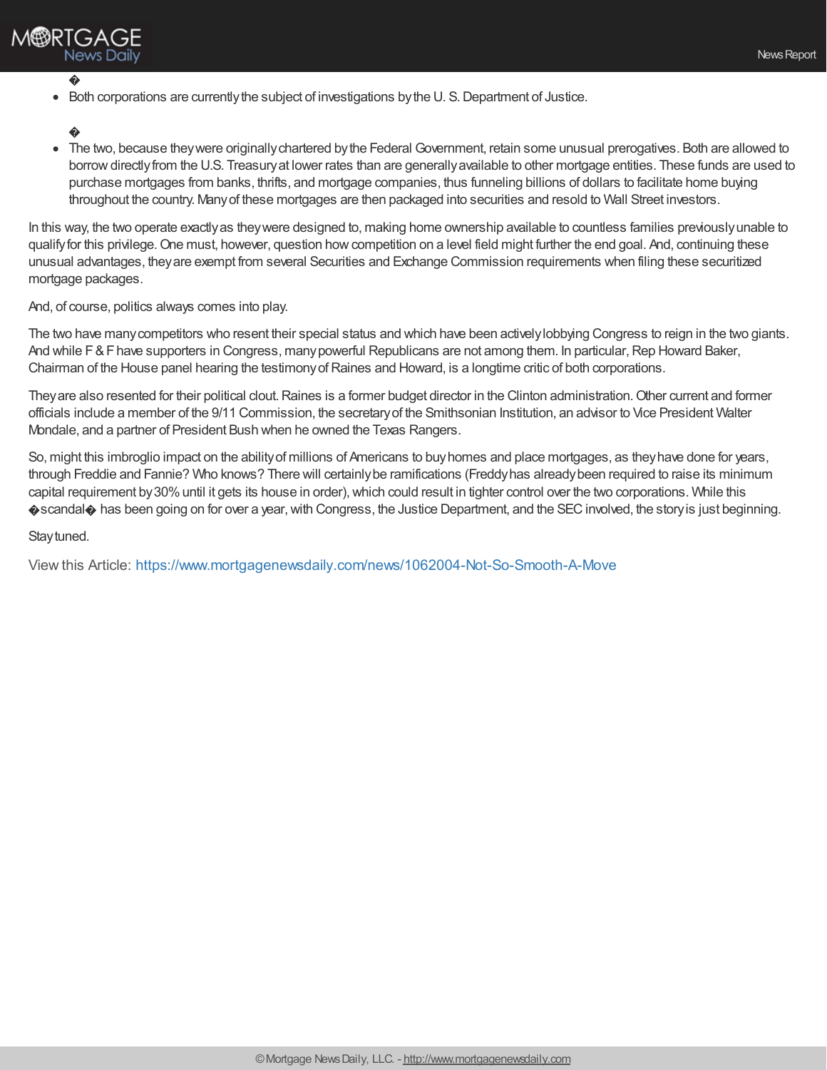�

- Both corporations are currently the subject of investigations by the U. S. Department of Justice.

�

- The two, because they were originally chartered by the Federal Government, retain some unusual prerogatives. Both are allowed to borrow directly from the U.S. Treasury at lower rates than are generally available to other mortgage entities. These funds are used to purchase mortgages from banks, thrifts, and mortgage companies, thus funneling billions of dollars to facilitate home buying throughout the country. Many of these mortgages are then packaged into securities and resold to Wall Street investors.

In this way, the two operate exactly as they were designed to, making home ownership available to countless families previously unable to qualify for this privilege. One must, however, question how competition on a level field might further the end goal. And, continuing these unusual advantages, they are exempt from several Securities and Exchange Commission requirements when filing these securitized mortgage packages.

And, of course, politics always comes into play.

The two have many competitors who resent their special status and which have been actively lobbying Congress to reign in the two giants. And while F & F have supporters in Congress, many powerful Republicans are not among them. In particular, Rep Howard Baker, Chairman of the House panel hearing the testimony of Raines and Howard, is a longtime critic of both corporations.

They are also resented for their political clout. Raines is a former budget director in the Clinton administration. Other current and former officials include a member of the 9/11 Commission, the secretary of the Smithsonian Institution, an advisor to Vice President Walter Mondale, and a partner of President Bush when he owned the Texas Rangers.

So, might this imbroglio impact on the ability of millions of Americans to buy homes and place mortgages, as they have done for years, through Freddie and Fannie? Who knows? There will certainly be ramifications (Freddy has already been required to raise its minimum capital requirement by 30% until it gets its house in order), which could result in tighter control over the two corporations. While this �scandal� has been going on for over a year, with Congress, the Justice Department, and the SEC involved, the story is just beginning.

Stay tuned.

View this Article: https://www.mortgagenewsdaily.com/news/1062004-Not-So-Smooth-A-Move